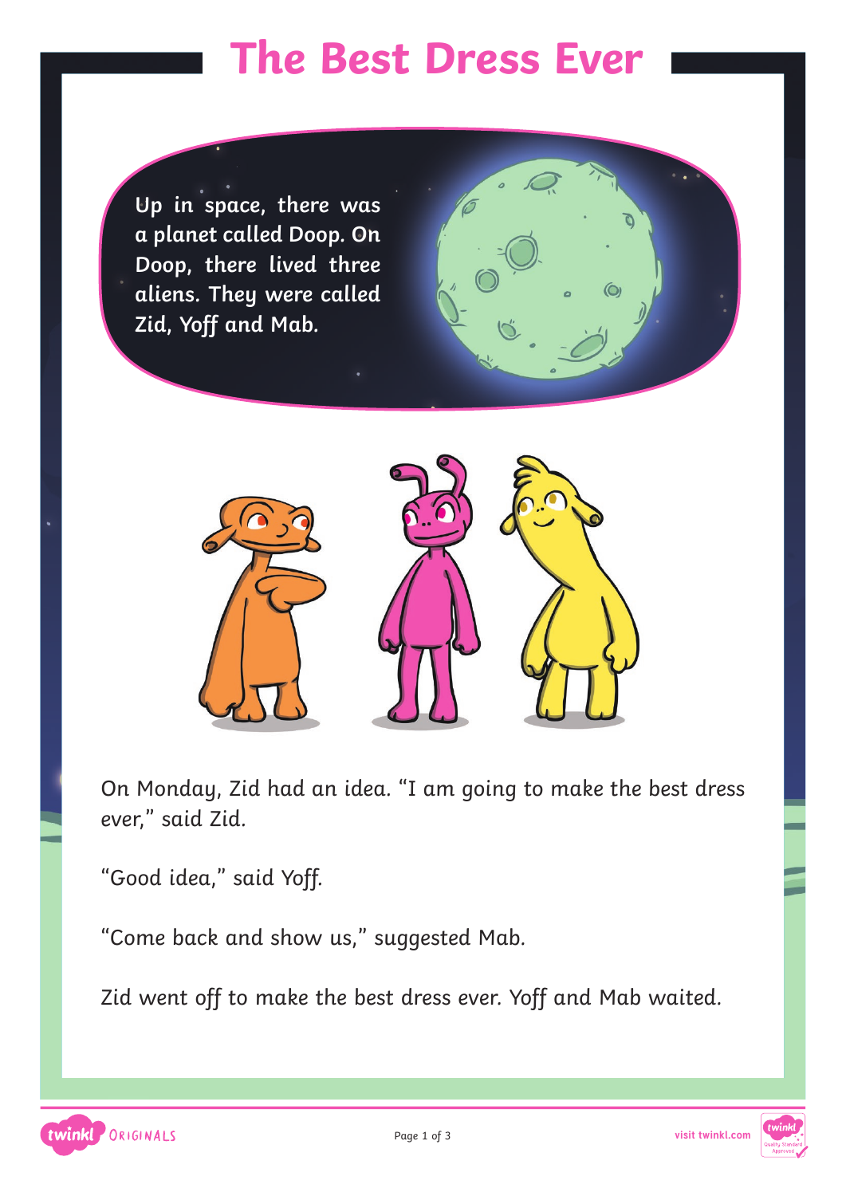# The Best Dress Ever

Up in space, there was a planet called Doop. On Doop, there lived three aliens. They were called Zid, Yoff and Mab.

On Monday, Zid had an idea. "I am going to make the best dress ever," said Zid.

"Good idea," said Yoff.

"Come back and show us," suggested Mab.

Zid went off to make the best dress ever. Yoff and Mab waited.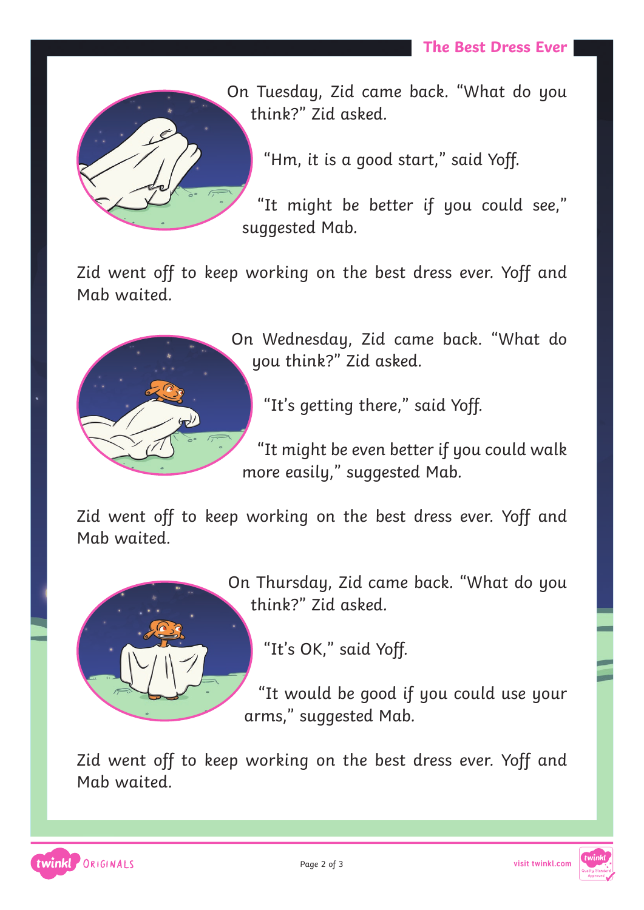On Tuesday, Zid came back. "What do you think?" Zid asked.

"Hm, it is a good start," said Yoff.

"It might be better if you could see," suggested Mab.

Zid went off to keep working on the best dress ever. Yoff and Mab waited.

On Wednesday, Zid came back. "What do you think?" Zid asked.

"It's getting there," said Yoff.

"It might be even better if you could walk more easily," suggested Mab.

Zid went off to keep working on the best dress ever. Yoff and Mab waited.

On Thursday, Zid came back. "What do you think?" Zid asked.

"It's OK," said Yoff.

"It would be good if you could use your arms," suggested Mab.

Zid went off to keep working on the best dress ever. Yoff and Mab waited.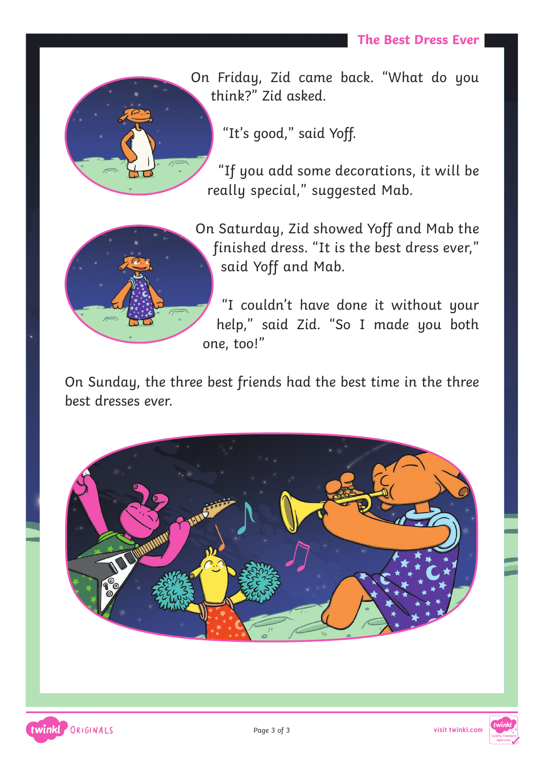On Friday, Zid came back. "What do you think?" Zid asked.

"It's good," said Yoff.

"If you add some decorations, it will be really special," suggested Mab.

On Saturday, Zid showed Yoff and Mab the finished dress. "It is the best dress ever," said Yoff and Mab.

"I couldn't have done it without your help," said Zid. "So I made you both one, too!"

On Sunday, the three best friends had the best time in the three best dresses ever.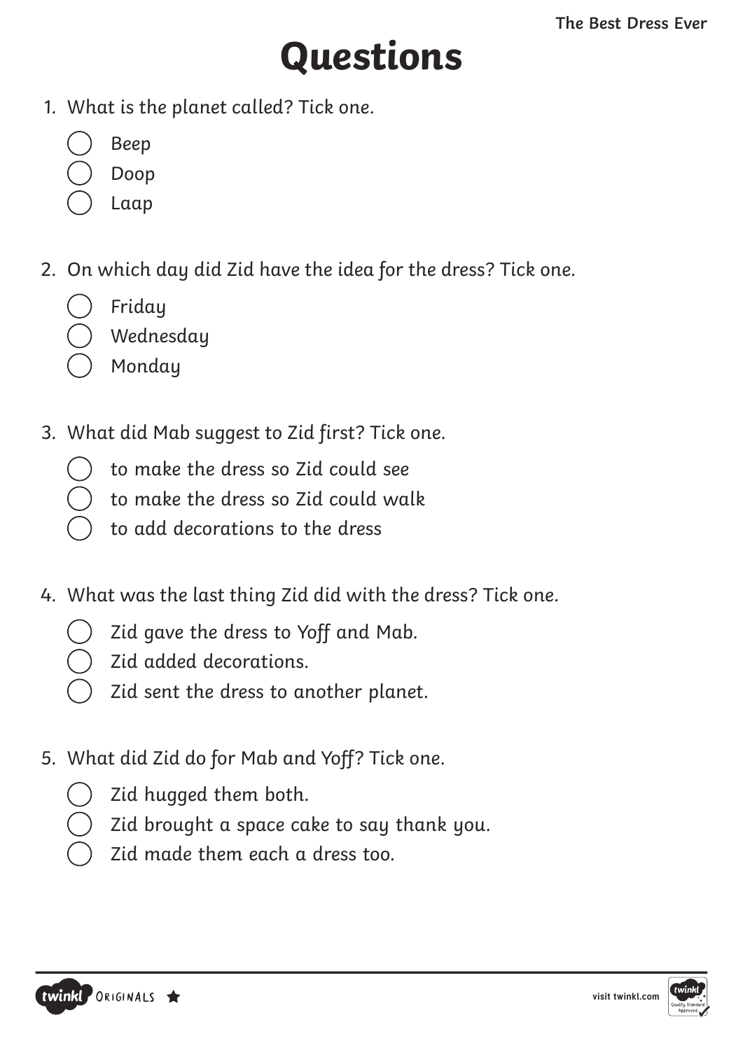# Questions

1. What is the planet called? Tick one.

   - ◯ Beep
   - ◯ Doop
   - ◯ Laap

2. On which day did Zid have the idea for the dress? Tick one.

   - ◯ Friday
   - ◯ Wednesday
   - ◯ Monday

3. What did Mab suggest to Zid first? Tick one.

   - ◯ to make the dress so Zid could see
   - ◯ to make the dress so Zid could walk
   - ◯ to add decorations to the dress

4. What was the last thing Zid did with the dress? Tick one.

   - ◯ Zid gave the dress to Yoff and Mab.
   - ◯ Zid added decorations.
   - ◯ Zid sent the dress to another planet.

5. What did Zid do for Mab and Yoff? Tick one.

   - ◯ Zid hugged them both.
   - ◯ Zid brought a space cake to say thank you.
   - ◯ Zid made them each a dress too.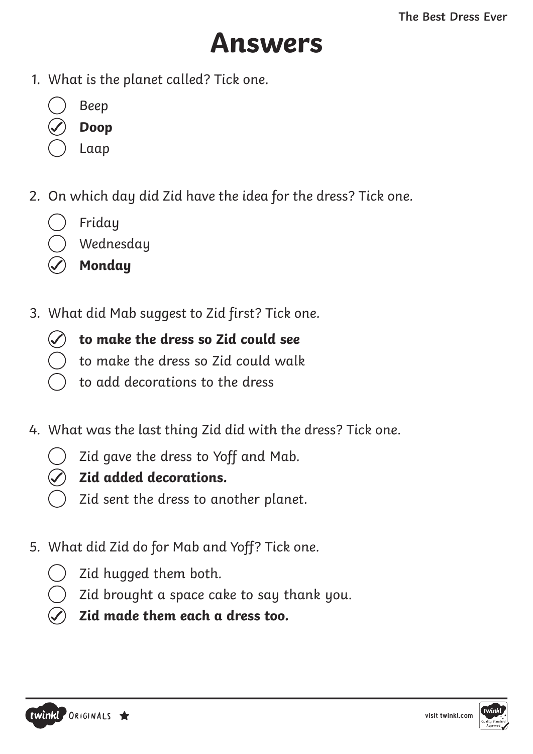# Answers

1. What is the planet called? Tick one.

   - ◯ Beep
   - ✓ **Doop**
   - ◯ Laap

2. On which day did Zid have the idea for the dress? Tick one.

   - ◯ Friday
   - ◯ Wednesday
   - ✓ **Monday**

3. What did Mab suggest to Zid first? Tick one.

   - ✓ **to make the dress so Zid could see**
   - ◯ to make the dress so Zid could walk
   - ◯ to add decorations to the dress

4. What was the last thing Zid did with the dress? Tick one.

   - ◯ Zid gave the dress to Yoff and Mab.
   - ✓ **Zid added decorations.**
   - ◯ Zid sent the dress to another planet.

5. What did Zid do for Mab and Yoff? Tick one.

   - ◯ Zid hugged them both.
   - ◯ Zid brought a space cake to say thank you.
   - ✓ **Zid made them each a dress too.**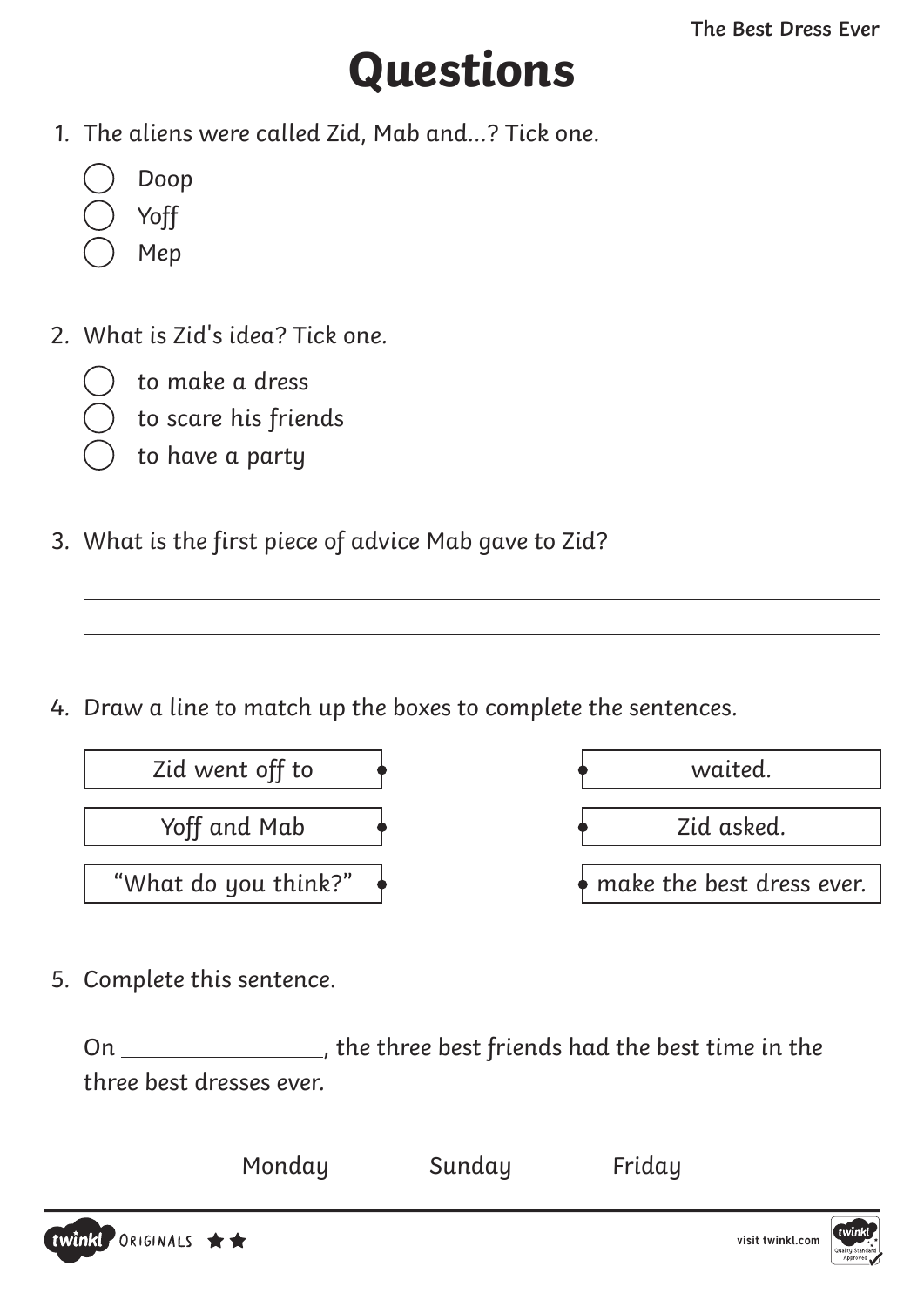# Questions

1. The aliens were called Zid, Mab and...? Tick one.

   - ◯ Doop
   - ◯ Yoff
   - ◯ Mep

2. What is Zid's idea? Tick one.

   - ◯ to make a dress
   - ◯ to scare his friends
   - ◯ to have a party

3. What is the first piece of advice Mab gave to Zid?

   ______________________________________________________________________

   ______________________________________________________________________

4. Draw a line to match up the boxes to complete the sentences.

| | |
|---|---|
| Zid went off to • | • waited. |
| Yoff and Mab • | • Zid asked. |
| "What do you think?" • | • make the best dress ever. |

5. Complete this sentence.

   On ________________, the three best friends had the best time in the three best dresses ever.

   Monday        Sunday        Friday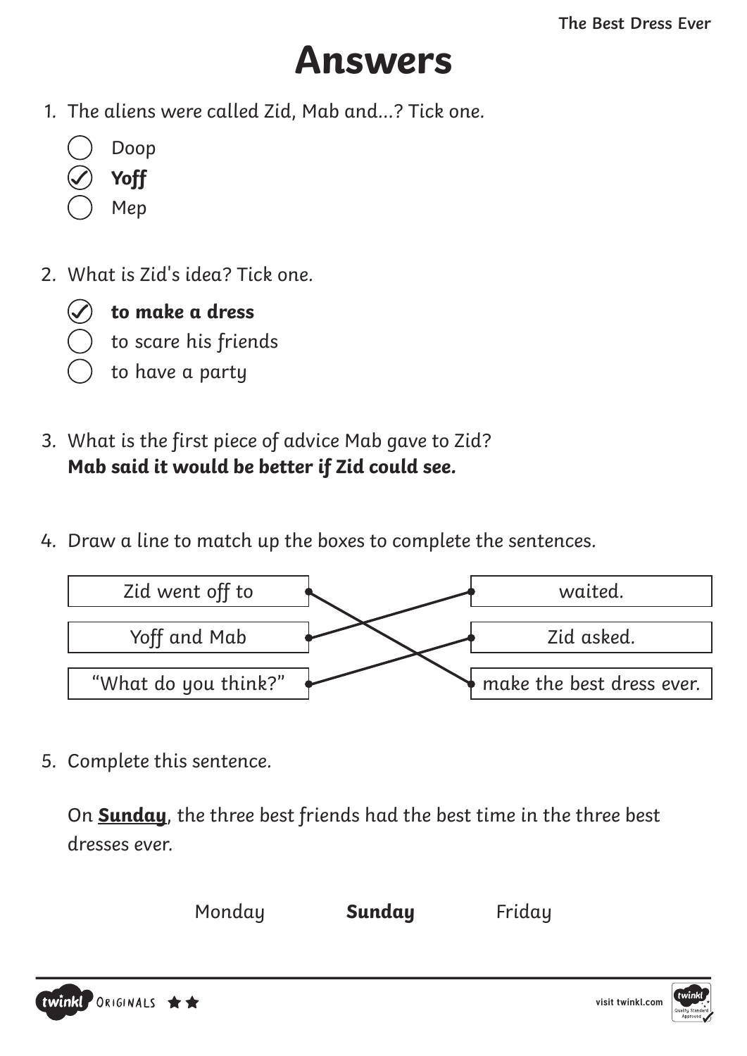# Answers

1. The aliens were called Zid, Mab and...? Tick one.

   - ◯ Doop
   - ✓ **Yoff**
   - ◯ Mep

2. What is Zid's idea? Tick one.

   - ✓ **to make a dress**
   - ◯ to scare his friends
   - ◯ to have a party

3. What is the first piece of advice Mab gave to Zid?
   **Mab said it would be better if Zid could see.**

4. Draw a line to match up the boxes to complete the sentences.

| | |
|---|---|
| Zid went off to | make the best dress ever. |
| Yoff and Mab | waited. |
| "What do you think?" | Zid asked. |

5. Complete this sentence.

   On **Sunday**, the three best friends had the best time in the three best dresses ever.

   Monday &nbsp;&nbsp;&nbsp; **Sunday** &nbsp;&nbsp;&nbsp; Friday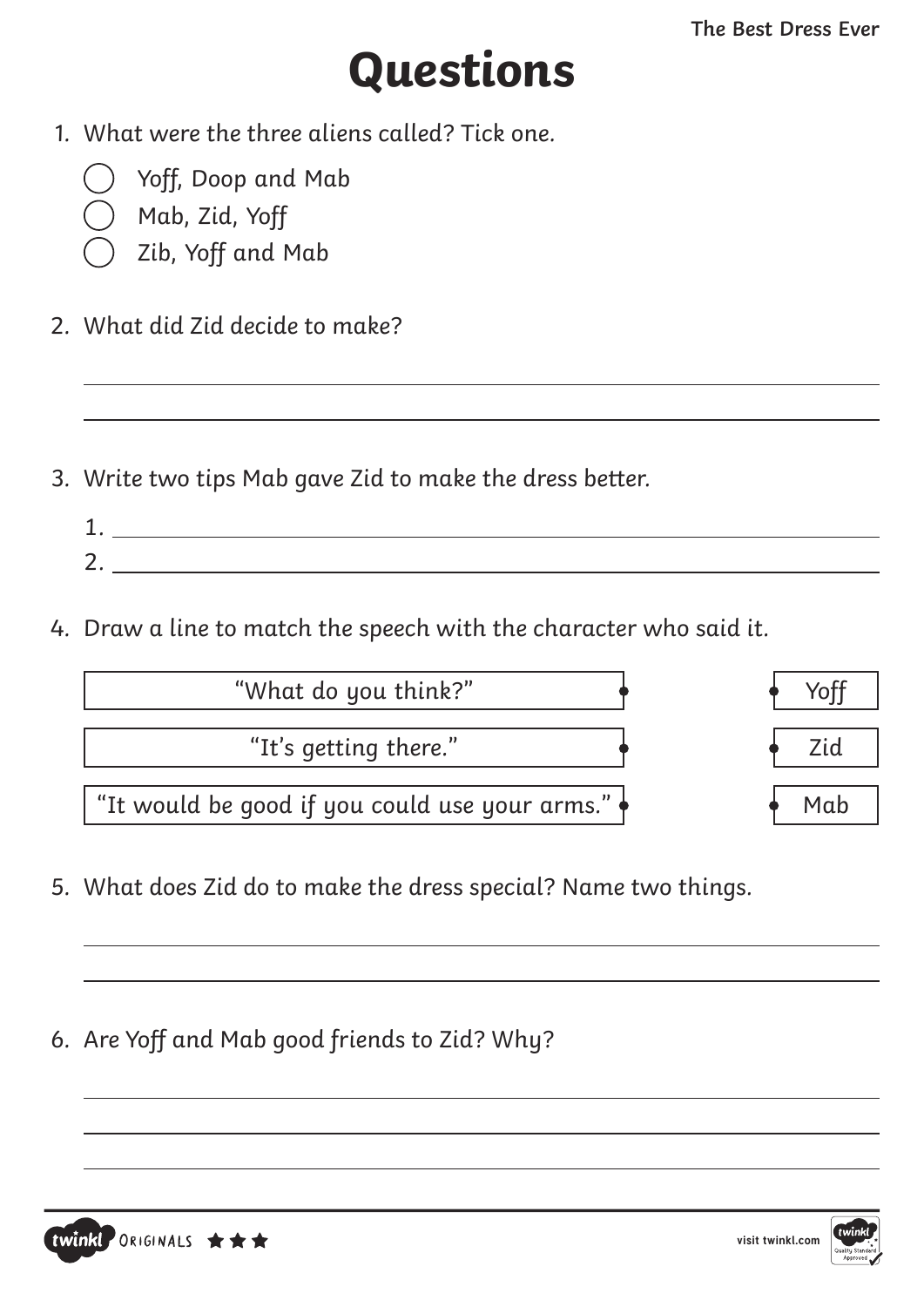# Questions

1. What were the three aliens called? Tick one.

   - ◯ Yoff, Doop and Mab
   - ◯ Mab, Zid, Yoff
   - ◯ Zib, Yoff and Mab

2. What did Zid decide to make?

   ______________________________________________

   ______________________________________________

3. Write two tips Mab gave Zid to make the dress better.

   1. ______________________________________________
   2. ______________________________________________

4. Draw a line to match the speech with the character who said it.

| Speech | Character |
| --- | --- |
| "What do you think?" | Yoff |
| "It's getting there." | Zid |
| "It would be good if you could use your arms." | Mab |

5. What does Zid do to make the dress special? Name two things.

   ______________________________________________

   ______________________________________________

6. Are Yoff and Mab good friends to Zid? Why?

   ______________________________________________

   ______________________________________________

   ______________________________________________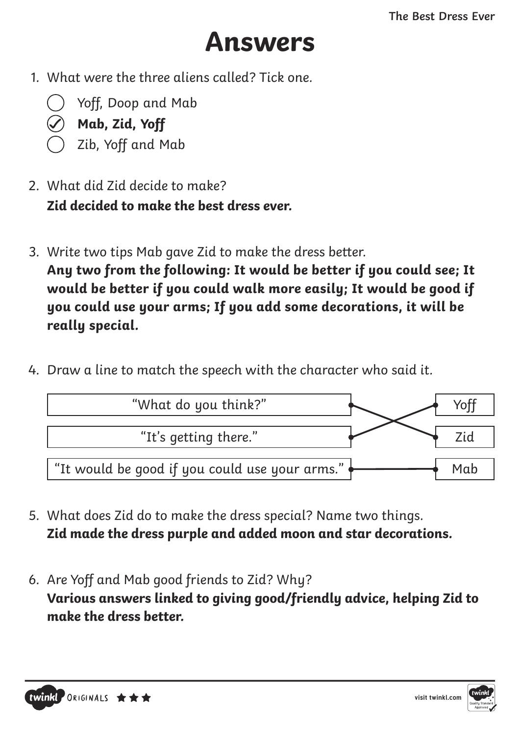# Answers

1. What were the three aliens called? Tick one.
   - ◯ Yoff, Doop and Mab
   - ✓ **Mab, Zid, Yoff**
   - ◯ Zib, Yoff and Mab

2. What did Zid decide to make?
   **Zid decided to make the best dress ever.**

3. Write two tips Mab gave Zid to make the dress better.
   **Any two from the following: It would be better if you could see; It would be better if you could walk more easily; It would be good if you could use your arms; If you add some decorations, it will be really special.**

4. Draw a line to match the speech with the character who said it.

| | |
|---|---|
| "What do you think?" | Zid |
| "It's getting there." | Yoff |
| "It would be good if you could use your arms." | Mab |

5. What does Zid do to make the dress special? Name two things.
   **Zid made the dress purple and added moon and star decorations.**

6. Are Yoff and Mab good friends to Zid? Why?
   **Various answers linked to giving good/friendly advice, helping Zid to make the dress better.**